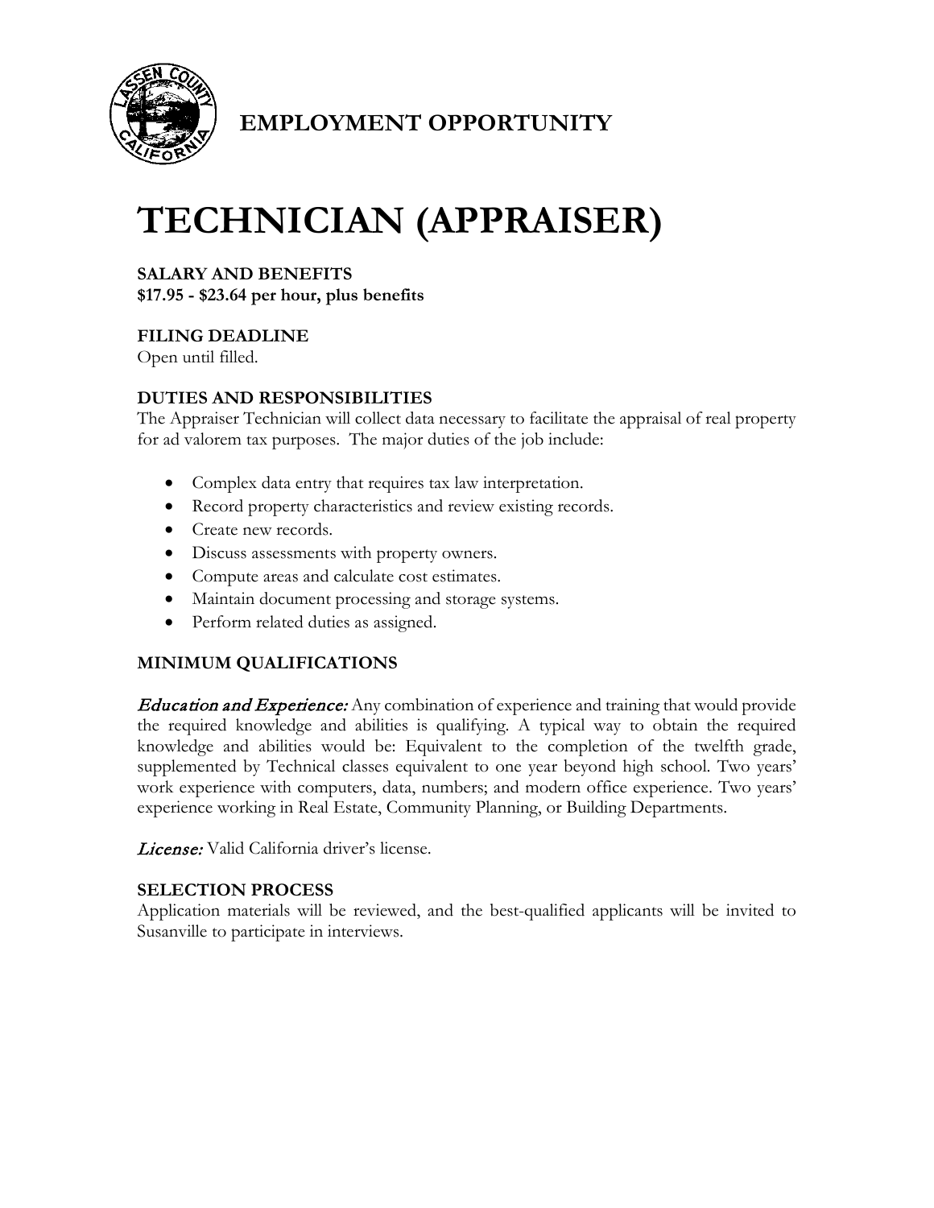## EMPLOYMENT OPPORTUNITY

# TECHNICIAN (APPRAISER)

**SALARY AND BENEFITS**
**$17.95 - $23.64 per hour, plus benefits**

**FILING DEADLINE**
Open until filled.

**DUTIES AND RESPONSIBILITIES**
The Appraiser Technician will collect data necessary to facilitate the appraisal of real property for ad valorem tax purposes. The major duties of the job include:

- Complex data entry that requires tax law interpretation.
- Record property characteristics and review existing records.
- Create new records.
- Discuss assessments with property owners.
- Compute areas and calculate cost estimates.
- Maintain document processing and storage systems.
- Perform related duties as assigned.

**MINIMUM QUALIFICATIONS**

*Education and Experience:* Any combination of experience and training that would provide the required knowledge and abilities is qualifying. A typical way to obtain the required knowledge and abilities would be: Equivalent to the completion of the twelfth grade, supplemented by Technical classes equivalent to one year beyond high school. Two years' work experience with computers, data, numbers; and modern office experience. Two years' experience working in Real Estate, Community Planning, or Building Departments.

*License:* Valid California driver's license.

**SELECTION PROCESS**
Application materials will be reviewed, and the best-qualified applicants will be invited to Susanville to participate in interviews.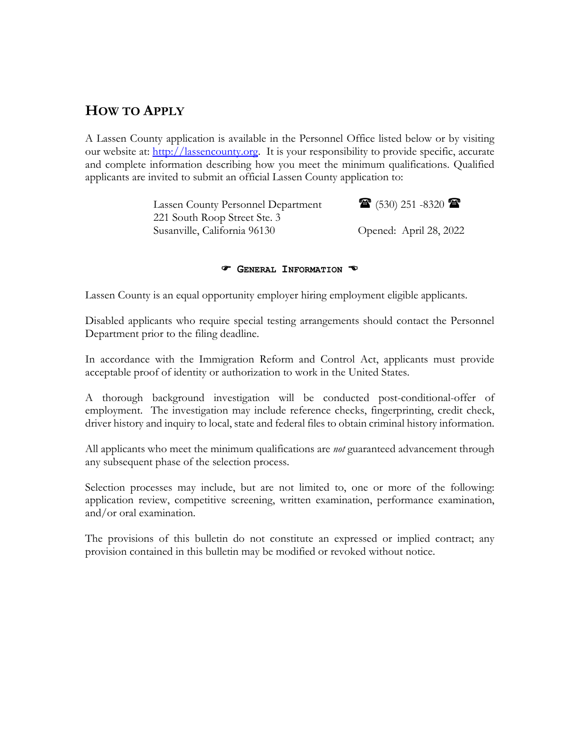## How to Apply

A Lassen County application is available in the Personnel Office listed below or by visiting our website at: [http://lassencounty.org](http://lassencounty.org). It is your responsibility to provide specific, accurate and complete information describing how you meet the minimum qualifications. Qualified applicants are invited to submit an official Lassen County application to:

| | |
|---|---|
| Lassen County Personnel Department | ☎ (530) 251 -8320 ☎ |
| 221 South Roop Street Ste. 3 | |
| Susanville, California 96130 | Opened: April 28, 2022 |

### ☛ General Information ☚

Lassen County is an equal opportunity employer hiring employment eligible applicants.

Disabled applicants who require special testing arrangements should contact the Personnel Department prior to the filing deadline.

In accordance with the Immigration Reform and Control Act, applicants must provide acceptable proof of identity or authorization to work in the United States.

A thorough background investigation will be conducted post-conditional-offer of employment. The investigation may include reference checks, fingerprinting, credit check, driver history and inquiry to local, state and federal files to obtain criminal history information.

All applicants who meet the minimum qualifications are *not* guaranteed advancement through any subsequent phase of the selection process.

Selection processes may include, but are not limited to, one or more of the following: application review, competitive screening, written examination, performance examination, and/or oral examination.

The provisions of this bulletin do not constitute an expressed or implied contract; any provision contained in this bulletin may be modified or revoked without notice.